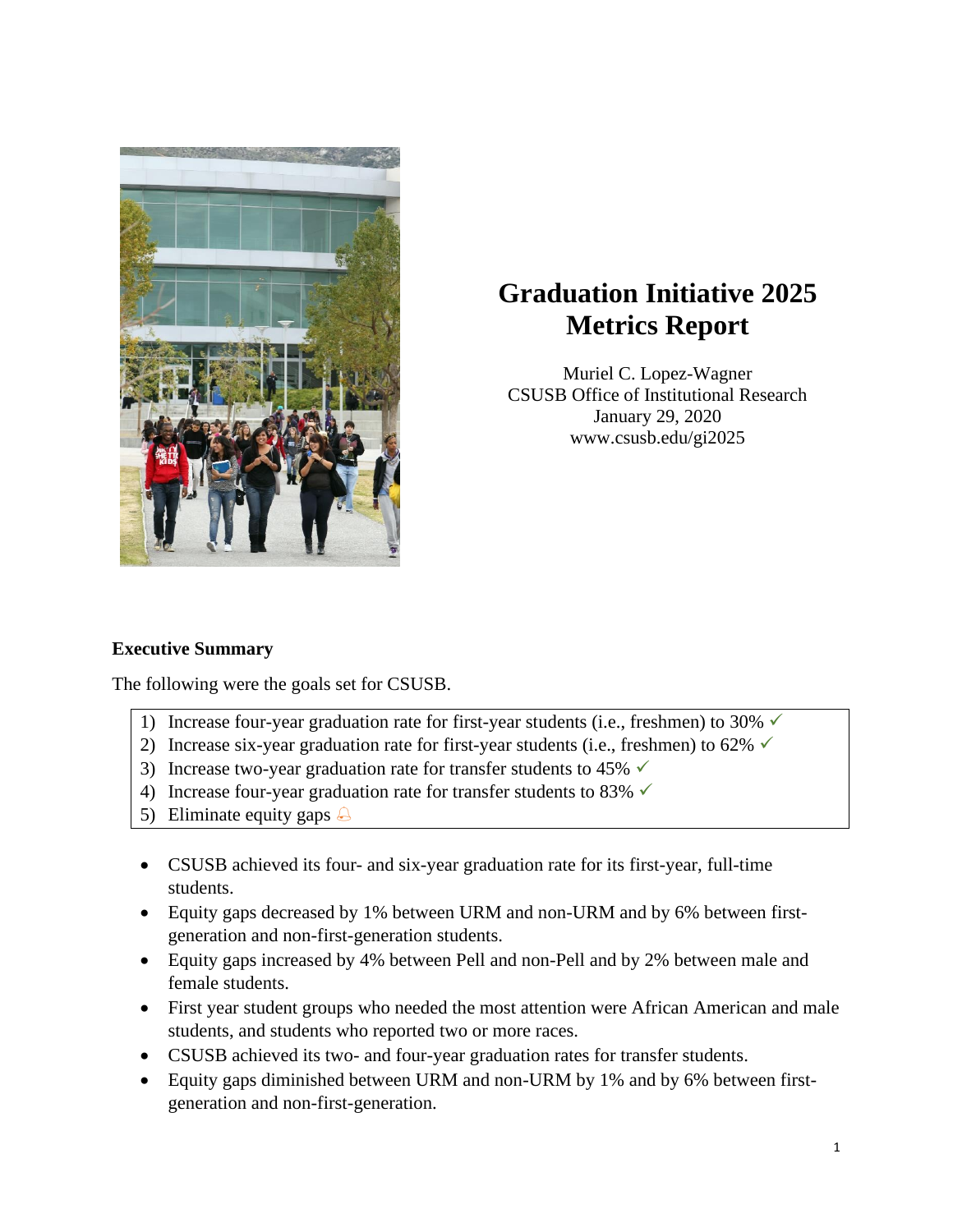# Graduation Initiative 2025 Metrics Report

Muriel C. Lopez-Wagner
CSUSB Office of Institutional Research
January 29, 2020
www.csusb.edu/gi2025

## Executive Summary

The following were the goals set for CSUSB.

1) Increase four-year graduation rate for first-year students (i.e., freshmen) to 30% ✓
2) Increase six-year graduation rate for first-year students (i.e., freshmen) to 62% ✓
3) Increase two-year graduation rate for transfer students to 45% ✓
4) Increase four-year graduation rate for transfer students to 83% ✓
5) Eliminate equity gaps 🔔

- CSUSB achieved its four- and six-year graduation rate for its first-year, full-time students.
- Equity gaps decreased by 1% between URM and non-URM and by 6% between first-generation and non-first-generation students.
- Equity gaps increased by 4% between Pell and non-Pell and by 2% between male and female students.
- First year student groups who needed the most attention were African American and male students, and students who reported two or more races.
- CSUSB achieved its two- and four-year graduation rates for transfer students.
- Equity gaps diminished between URM and non-URM by 1% and by 6% between first-generation and non-first-generation.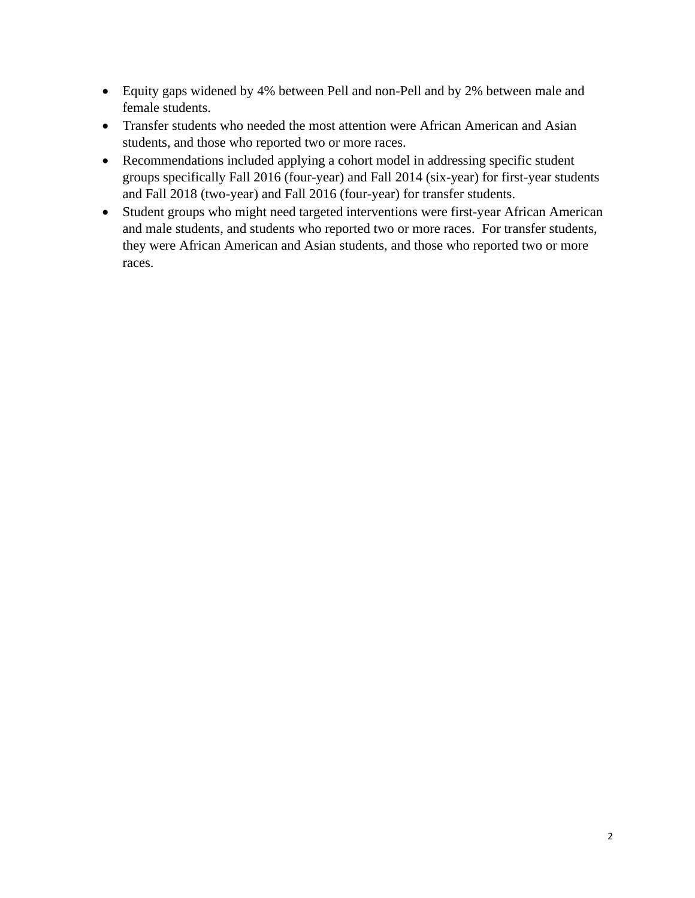- Equity gaps widened by 4% between Pell and non-Pell and by 2% between male and female students.
- Transfer students who needed the most attention were African American and Asian students, and those who reported two or more races.
- Recommendations included applying a cohort model in addressing specific student groups specifically Fall 2016 (four-year) and Fall 2014 (six-year) for first-year students and Fall 2018 (two-year) and Fall 2016 (four-year) for transfer students.
- Student groups who might need targeted interventions were first-year African American and male students, and students who reported two or more races. For transfer students, they were African American and Asian students, and those who reported two or more races.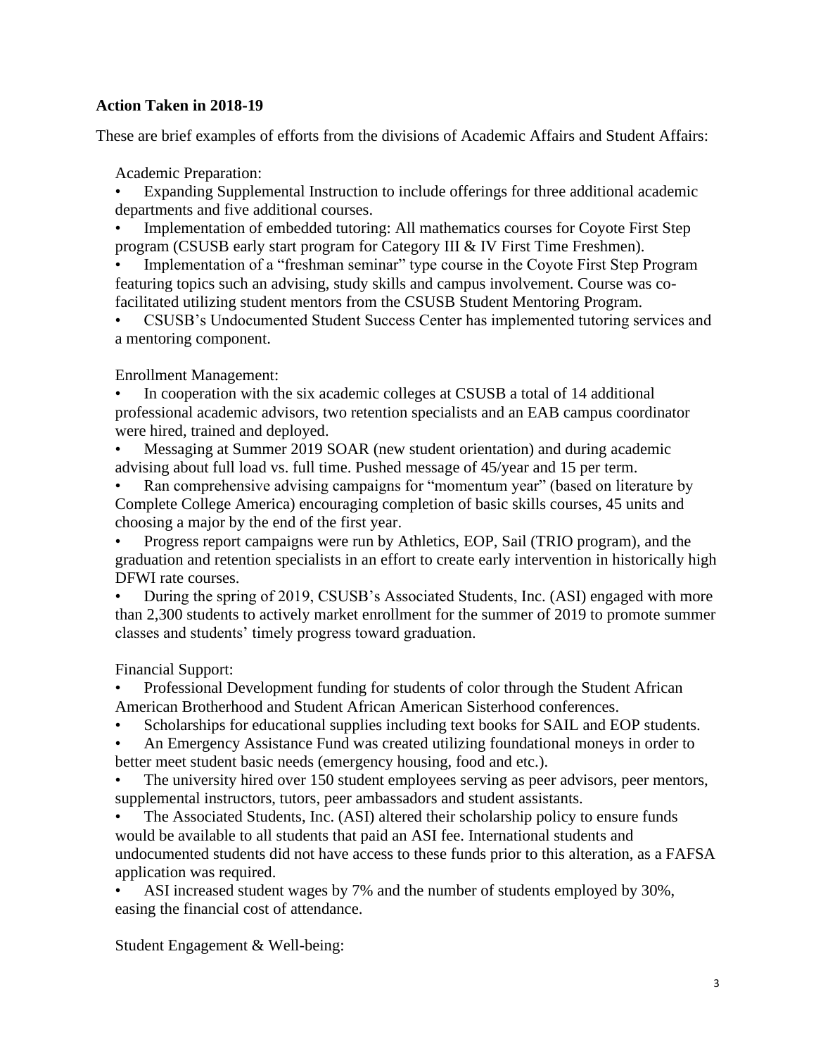**Action Taken in 2018-19**

These are brief examples of efforts from the divisions of Academic Affairs and Student Affairs:

Academic Preparation:

- Expanding Supplemental Instruction to include offerings for three additional academic departments and five additional courses.
- Implementation of embedded tutoring: All mathematics courses for Coyote First Step program (CSUSB early start program for Category III & IV First Time Freshmen).
- Implementation of a "freshman seminar" type course in the Coyote First Step Program featuring topics such an advising, study skills and campus involvement. Course was co-facilitated utilizing student mentors from the CSUSB Student Mentoring Program.
- CSUSB's Undocumented Student Success Center has implemented tutoring services and a mentoring component.

Enrollment Management:

- In cooperation with the six academic colleges at CSUSB a total of 14 additional professional academic advisors, two retention specialists and an EAB campus coordinator were hired, trained and deployed.
- Messaging at Summer 2019 SOAR (new student orientation) and during academic advising about full load vs. full time. Pushed message of 45/year and 15 per term.
- Ran comprehensive advising campaigns for "momentum year" (based on literature by Complete College America) encouraging completion of basic skills courses, 45 units and choosing a major by the end of the first year.
- Progress report campaigns were run by Athletics, EOP, Sail (TRIO program), and the graduation and retention specialists in an effort to create early intervention in historically high DFWI rate courses.
- During the spring of 2019, CSUSB's Associated Students, Inc. (ASI) engaged with more than 2,300 students to actively market enrollment for the summer of 2019 to promote summer classes and students' timely progress toward graduation.

Financial Support:

- Professional Development funding for students of color through the Student African American Brotherhood and Student African American Sisterhood conferences.
- Scholarships for educational supplies including text books for SAIL and EOP students.
- An Emergency Assistance Fund was created utilizing foundational moneys in order to better meet student basic needs (emergency housing, food and etc.).
- The university hired over 150 student employees serving as peer advisors, peer mentors, supplemental instructors, tutors, peer ambassadors and student assistants.
- The Associated Students, Inc. (ASI) altered their scholarship policy to ensure funds would be available to all students that paid an ASI fee. International students and undocumented students did not have access to these funds prior to this alteration, as a FAFSA application was required.
- ASI increased student wages by 7% and the number of students employed by 30%, easing the financial cost of attendance.

Student Engagement & Well-being: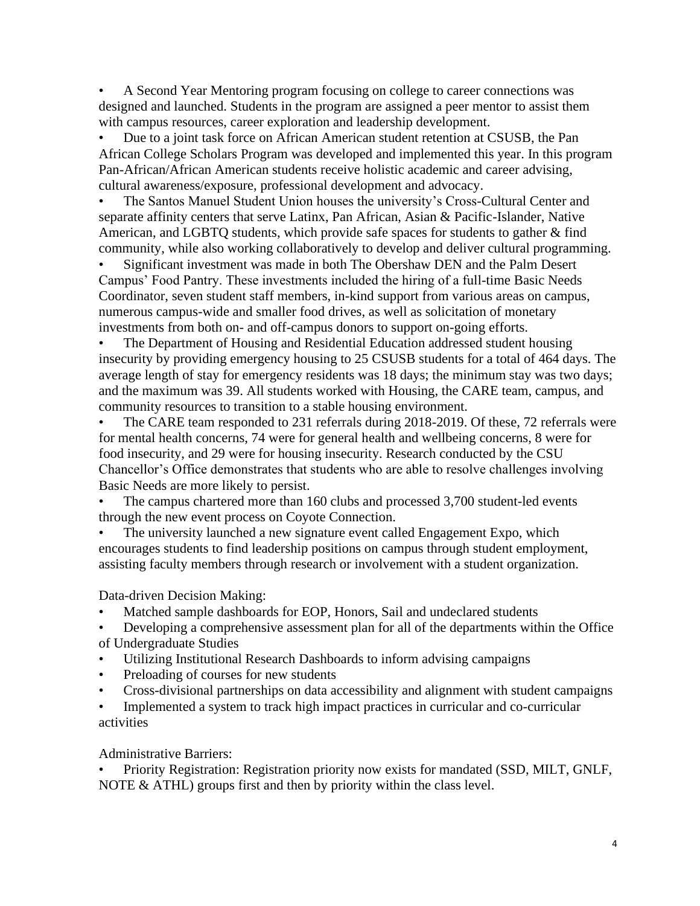- A Second Year Mentoring program focusing on college to career connections was designed and launched. Students in the program are assigned a peer mentor to assist them with campus resources, career exploration and leadership development.
- Due to a joint task force on African American student retention at CSUSB, the Pan African College Scholars Program was developed and implemented this year. In this program Pan-African/African American students receive holistic academic and career advising, cultural awareness/exposure, professional development and advocacy.
- The Santos Manuel Student Union houses the university's Cross-Cultural Center and separate affinity centers that serve Latinx, Pan African, Asian & Pacific-Islander, Native American, and LGBTQ students, which provide safe spaces for students to gather & find community, while also working collaboratively to develop and deliver cultural programming.
- Significant investment was made in both The Obershaw DEN and the Palm Desert Campus' Food Pantry. These investments included the hiring of a full-time Basic Needs Coordinator, seven student staff members, in-kind support from various areas on campus, numerous campus-wide and smaller food drives, as well as solicitation of monetary investments from both on- and off-campus donors to support on-going efforts.
- The Department of Housing and Residential Education addressed student housing insecurity by providing emergency housing to 25 CSUSB students for a total of 464 days. The average length of stay for emergency residents was 18 days; the minimum stay was two days; and the maximum was 39. All students worked with Housing, the CARE team, campus, and community resources to transition to a stable housing environment.
- The CARE team responded to 231 referrals during 2018-2019. Of these, 72 referrals were for mental health concerns, 74 were for general health and wellbeing concerns, 8 were for food insecurity, and 29 were for housing insecurity. Research conducted by the CSU Chancellor's Office demonstrates that students who are able to resolve challenges involving Basic Needs are more likely to persist.
- The campus chartered more than 160 clubs and processed 3,700 student-led events through the new event process on Coyote Connection.
- The university launched a new signature event called Engagement Expo, which encourages students to find leadership positions on campus through student employment, assisting faculty members through research or involvement with a student organization.

Data-driven Decision Making:

- Matched sample dashboards for EOP, Honors, Sail and undeclared students
- Developing a comprehensive assessment plan for all of the departments within the Office of Undergraduate Studies
- Utilizing Institutional Research Dashboards to inform advising campaigns
- Preloading of courses for new students
- Cross-divisional partnerships on data accessibility and alignment with student campaigns
- Implemented a system to track high impact practices in curricular and co-curricular activities

Administrative Barriers:

- Priority Registration: Registration priority now exists for mandated (SSD, MILT, GNLF, NOTE & ATHL) groups first and then by priority within the class level.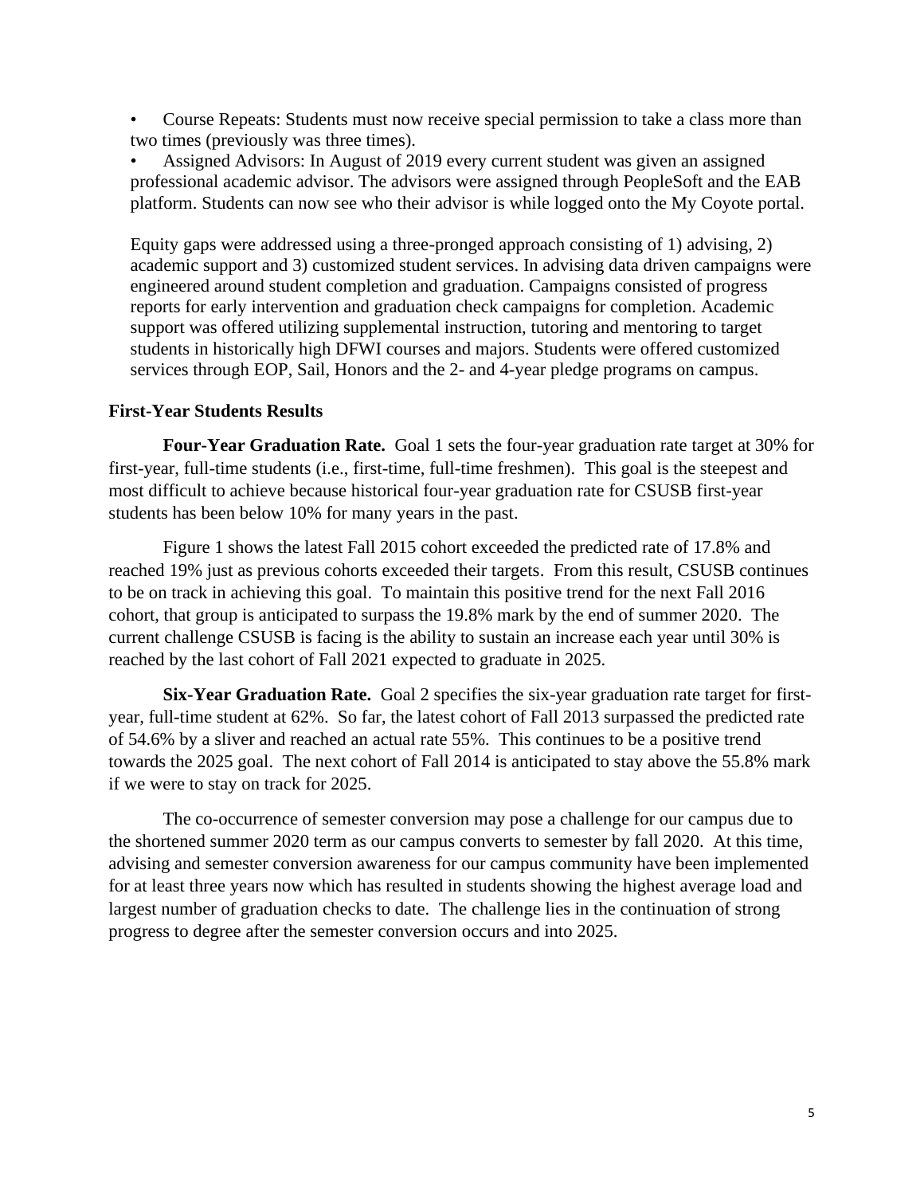- Course Repeats: Students must now receive special permission to take a class more than two times (previously was three times).
- Assigned Advisors: In August of 2019 every current student was given an assigned professional academic advisor. The advisors were assigned through PeopleSoft and the EAB platform. Students can now see who their advisor is while logged onto the My Coyote portal.

Equity gaps were addressed using a three-pronged approach consisting of 1) advising, 2) academic support and 3) customized student services. In advising data driven campaigns were engineered around student completion and graduation. Campaigns consisted of progress reports for early intervention and graduation check campaigns for completion. Academic support was offered utilizing supplemental instruction, tutoring and mentoring to target students in historically high DFWI courses and majors. Students were offered customized services through EOP, Sail, Honors and the 2- and 4-year pledge programs on campus.

### First-Year Students Results

**Four-Year Graduation Rate.** Goal 1 sets the four-year graduation rate target at 30% for first-year, full-time students (i.e., first-time, full-time freshmen). This goal is the steepest and most difficult to achieve because historical four-year graduation rate for CSUSB first-year students has been below 10% for many years in the past.

Figure 1 shows the latest Fall 2015 cohort exceeded the predicted rate of 17.8% and reached 19% just as previous cohorts exceeded their targets. From this result, CSUSB continues to be on track in achieving this goal. To maintain this positive trend for the next Fall 2016 cohort, that group is anticipated to surpass the 19.8% mark by the end of summer 2020. The current challenge CSUSB is facing is the ability to sustain an increase each year until 30% is reached by the last cohort of Fall 2021 expected to graduate in 2025.

**Six-Year Graduation Rate.** Goal 2 specifies the six-year graduation rate target for first-year, full-time student at 62%. So far, the latest cohort of Fall 2013 surpassed the predicted rate of 54.6% by a sliver and reached an actual rate 55%. This continues to be a positive trend towards the 2025 goal. The next cohort of Fall 2014 is anticipated to stay above the 55.8% mark if we were to stay on track for 2025.

The co-occurrence of semester conversion may pose a challenge for our campus due to the shortened summer 2020 term as our campus converts to semester by fall 2020. At this time, advising and semester conversion awareness for our campus community have been implemented for at least three years now which has resulted in students showing the highest average load and largest number of graduation checks to date. The challenge lies in the continuation of strong progress to degree after the semester conversion occurs and into 2025.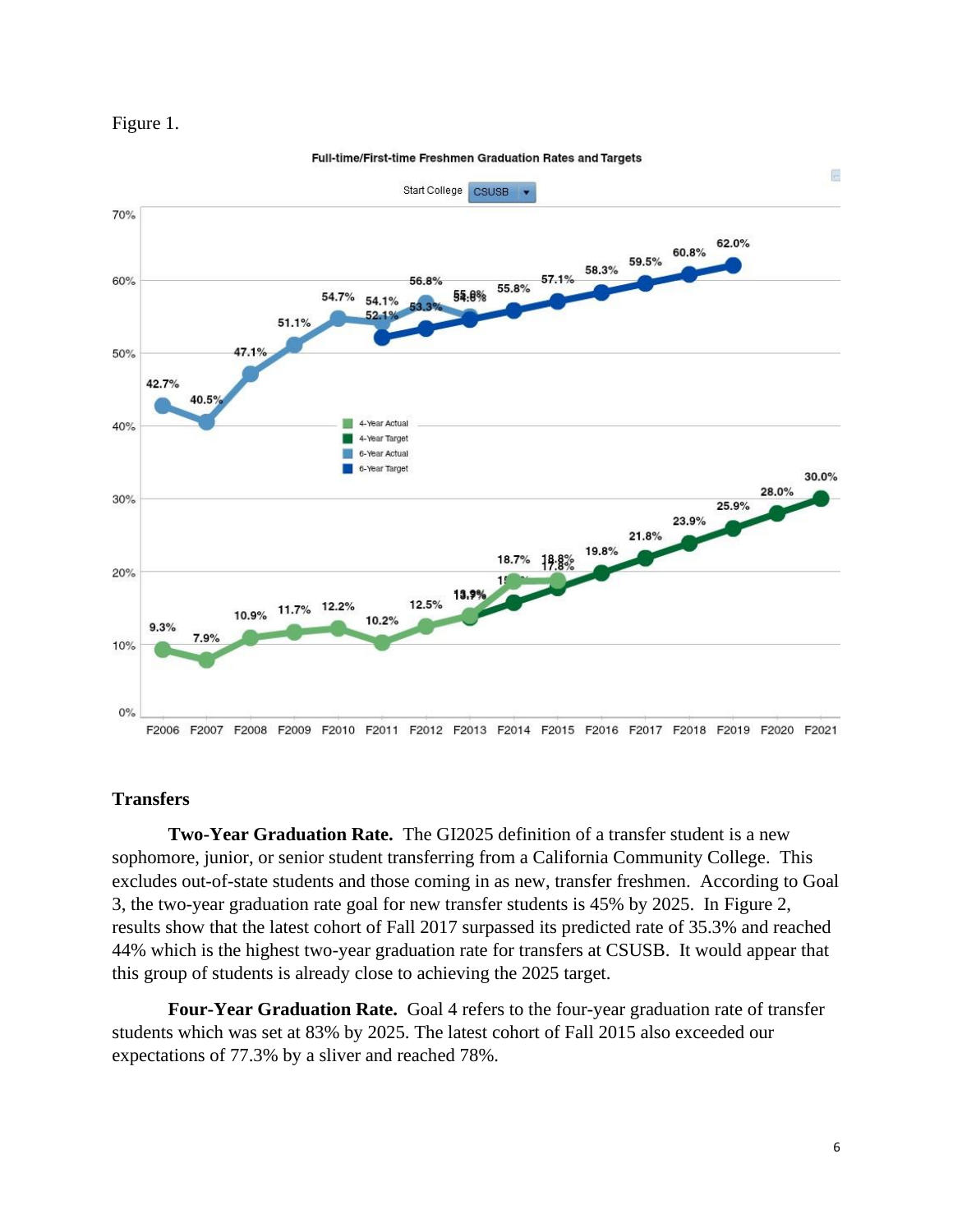Figure 1.

Full-time/First-time Freshmen Graduation Rates and Targets

Start College CSUSB

| Cohort | 4-Year Actual | 4-Year Target | 6-Year Actual | 6-Year Target |
|---|---|---|---|---|
| F2006 | 9.3% | | 42.7% | |
| F2007 | 7.9% | | 40.5% | |
| F2008 | 10.9% | | 47.1% | |
| F2009 | 11.7% | | 51.1% | |
| F2010 | 12.2% | | 54.7% | |
| F2011 | 10.2% | | 54.1% | 52.1% |
| F2012 | 12.5% | | 56.8% | 53.3% |
| F2013 | 13.9% | 13.9% | 55.0% | 54.6% |
| F2014 | 18.7% | 15.8% | | 55.8% |
| F2015 | 18.8% | 17.8% | | 57.1% |
| F2016 | | 19.8% | | 58.3% |
| F2017 | | 21.8% | | 59.5% |
| F2018 | | 23.9% | | 60.8% |
| F2019 | | 25.9% | | 62.0% |
| F2020 | | 28.0% | | |
| F2021 | | 30.0% | | |

## Transfers

**Two-Year Graduation Rate.** The GI2025 definition of a transfer student is a new sophomore, junior, or senior student transferring from a California Community College. This excludes out-of-state students and those coming in as new, transfer freshmen. According to Goal 3, the two-year graduation rate goal for new transfer students is 45% by 2025. In Figure 2, results show that the latest cohort of Fall 2017 surpassed its predicted rate of 35.3% and reached 44% which is the highest two-year graduation rate for transfers at CSUSB. It would appear that this group of students is already close to achieving the 2025 target.

**Four-Year Graduation Rate.** Goal 4 refers to the four-year graduation rate of transfer students which was set at 83% by 2025. The latest cohort of Fall 2015 also exceeded our expectations of 77.3% by a sliver and reached 78%.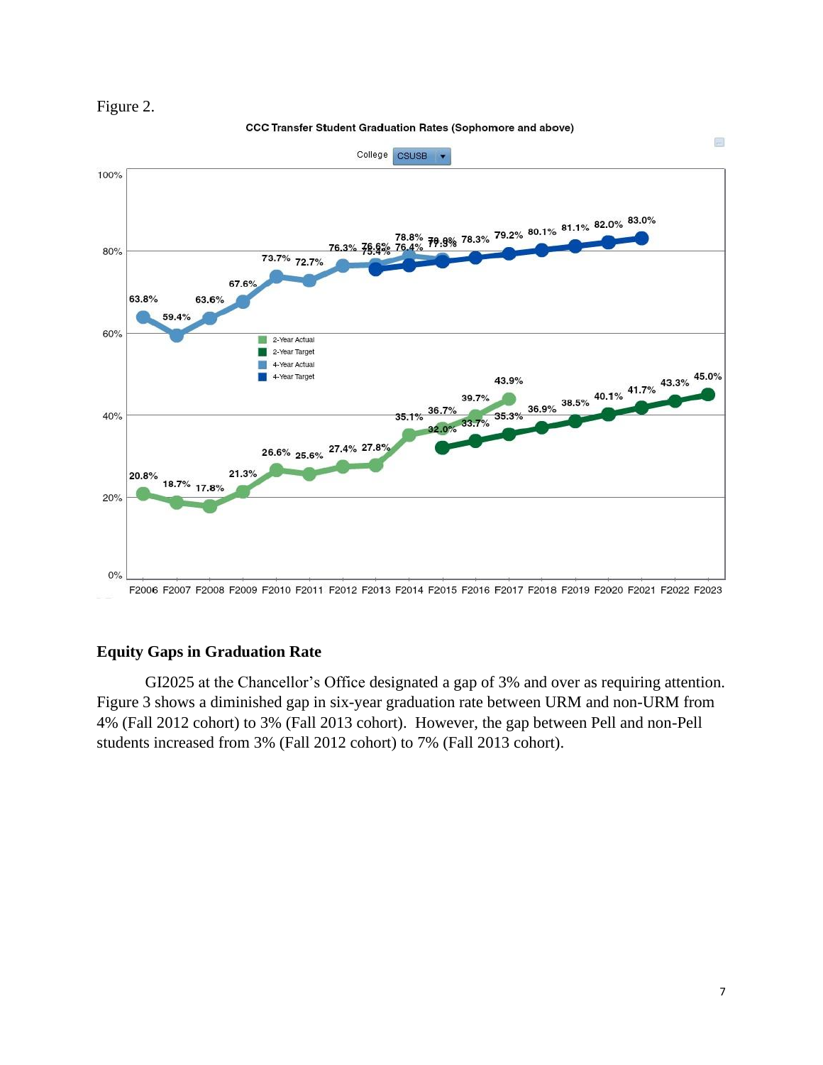Figure 2.

CCC Transfer Student Graduation Rates (Sophomore and above)

College CSUSB

| Cohort | 2-Year Actual | 2-Year Target | 4-Year Actual | 4-Year Target |
|---|---|---|---|---|
| F2006 | 20.8% | | 63.8% | |
| F2007 | 18.7% | | 59.4% | |
| F2008 | 17.8% | | 63.6% | |
| F2009 | 21.3% | | 67.6% | |
| F2010 | 26.6% | | 73.7% | |
| F2011 | 25.6% | | 72.7% | |
| F2012 | 27.4% | | 76.3% | |
| F2013 | 27.8% | | 76.6% | 75.4% |
| F2014 | 35.1% | | 78.8% | 76.4% |
| F2015 | 36.7% | 32.0% | 78.0% | 77.5% |
| F2016 | 39.7% | 33.7% | | 78.3% |
| F2017 | 43.9% | 35.3% | | 79.2% |
| F2018 | | 36.9% | | 80.1% |
| F2019 | | 38.5% | | 81.1% |
| F2020 | | 40.1% | | 82.0% |
| F2021 | | 41.7% | | 83.0% |
| F2022 | | 43.3% | | |
| F2023 | | 45.0% | | |

## Equity Gaps in Graduation Rate

GI2025 at the Chancellor's Office designated a gap of 3% and over as requiring attention. Figure 3 shows a diminished gap in six-year graduation rate between URM and non-URM from 4% (Fall 2012 cohort) to 3% (Fall 2013 cohort). However, the gap between Pell and non-Pell students increased from 3% (Fall 2012 cohort) to 7% (Fall 2013 cohort).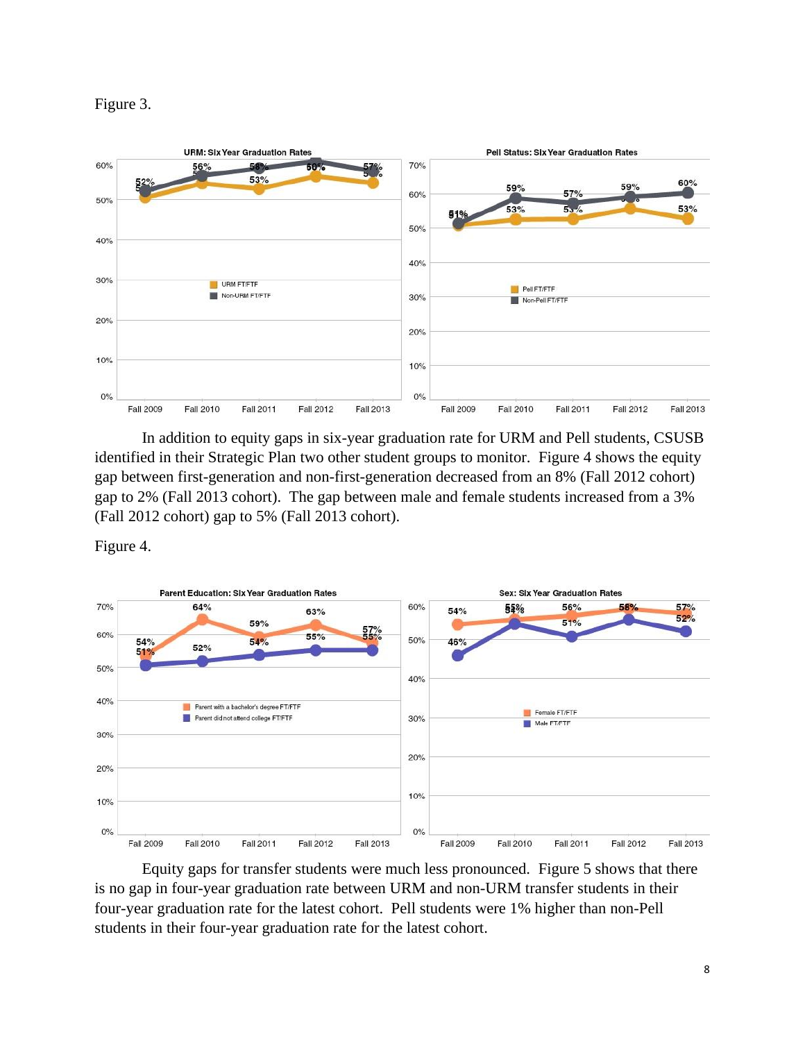Figure 3.

In addition to equity gaps in six-year graduation rate for URM and Pell students, CSUSB identified in their Strategic Plan two other student groups to monitor. Figure 4 shows the equity gap between first-generation and non-first-generation decreased from an 8% (Fall 2012 cohort) gap to 2% (Fall 2013 cohort). The gap between male and female students increased from a 3% (Fall 2012 cohort) gap to 5% (Fall 2013 cohort).

Figure 4.

Equity gaps for transfer students were much less pronounced. Figure 5 shows that there is no gap in four-year graduation rate between URM and non-URM transfer students in their four-year graduation rate for the latest cohort. Pell students were 1% higher than non-Pell students in their four-year graduation rate for the latest cohort.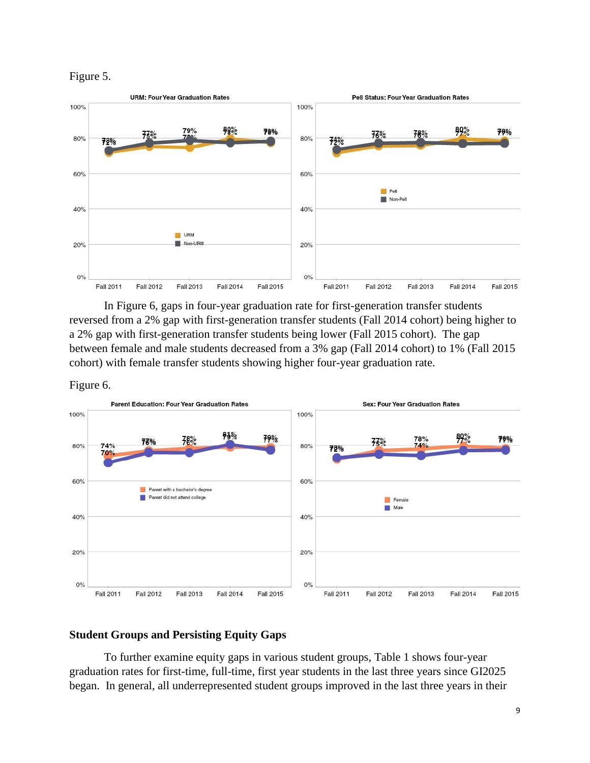Figure 5.

In Figure 6, gaps in four-year graduation rate for first-generation transfer students reversed from a 2% gap with first-generation transfer students (Fall 2014 cohort) being higher to a 2% gap with first-generation transfer students being lower (Fall 2015 cohort). The gap between female and male students decreased from a 3% gap (Fall 2014 cohort) to 1% (Fall 2015 cohort) with female transfer students showing higher four-year graduation rate.

Figure 6.

## Student Groups and Persisting Equity Gaps

To further examine equity gaps in various student groups, Table 1 shows four-year graduation rates for first-time, full-time, first year students in the last three years since GI2025 began. In general, all underrepresented student groups improved in the last three years in their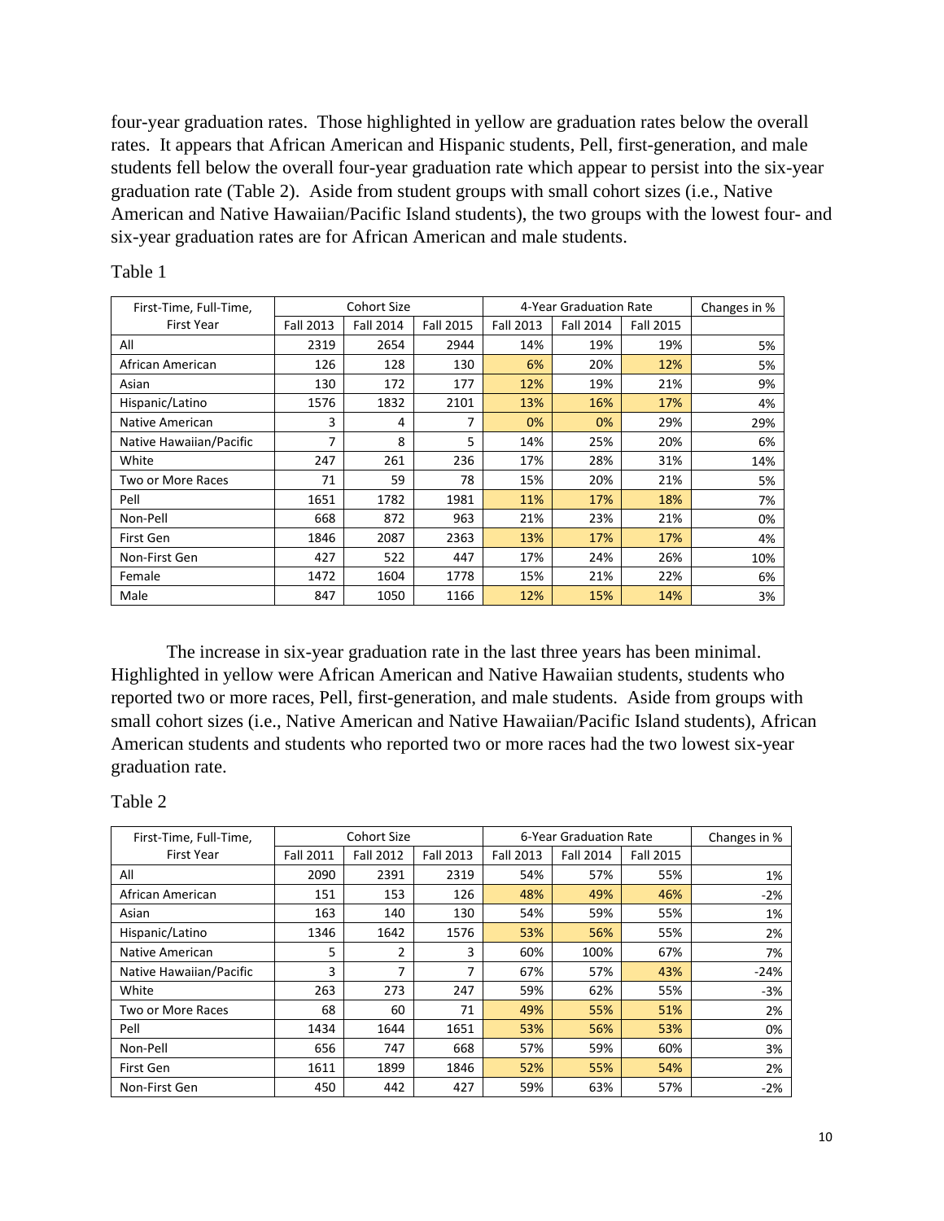four-year graduation rates. Those highlighted in yellow are graduation rates below the overall rates. It appears that African American and Hispanic students, Pell, first-generation, and male students fell below the overall four-year graduation rate which appear to persist into the six-year graduation rate (Table 2). Aside from student groups with small cohort sizes (i.e., Native American and Native Hawaiian/Pacific Island students), the two groups with the lowest four- and six-year graduation rates are for African American and male students.

Table 1

| First-Time, Full-Time, First Year | Cohort Size | | | 4-Year Graduation Rate | | | Changes in % |
|---|---|---|---|---|---|---|---|
| | Fall 2013 | Fall 2014 | Fall 2015 | Fall 2013 | Fall 2014 | Fall 2015 | |
| All | 2319 | 2654 | 2944 | 14% | 19% | 19% | 5% |
| African American | 126 | 128 | 130 | 6% | 20% | 12% | 5% |
| Asian | 130 | 172 | 177 | 12% | 19% | 21% | 9% |
| Hispanic/Latino | 1576 | 1832 | 2101 | 13% | 16% | 17% | 4% |
| Native American | 3 | 4 | 7 | 0% | 0% | 29% | 29% |
| Native Hawaiian/Pacific | 7 | 8 | 5 | 14% | 25% | 20% | 6% |
| White | 247 | 261 | 236 | 17% | 28% | 31% | 14% |
| Two or More Races | 71 | 59 | 78 | 15% | 20% | 21% | 5% |
| Pell | 1651 | 1782 | 1981 | 11% | 17% | 18% | 7% |
| Non-Pell | 668 | 872 | 963 | 21% | 23% | 21% | 0% |
| First Gen | 1846 | 2087 | 2363 | 13% | 17% | 17% | 4% |
| Non-First Gen | 427 | 522 | 447 | 17% | 24% | 26% | 10% |
| Female | 1472 | 1604 | 1778 | 15% | 21% | 22% | 6% |
| Male | 847 | 1050 | 1166 | 12% | 15% | 14% | 3% |

The increase in six-year graduation rate in the last three years has been minimal. Highlighted in yellow were African American and Native Hawaiian students, students who reported two or more races, Pell, first-generation, and male students. Aside from groups with small cohort sizes (i.e., Native American and Native Hawaiian/Pacific Island students), African American students and students who reported two or more races had the two lowest six-year graduation rate.

Table 2

| First-Time, Full-Time, First Year | Cohort Size | | | 6-Year Graduation Rate | | | Changes in % |
|---|---|---|---|---|---|---|---|
| | Fall 2011 | Fall 2012 | Fall 2013 | Fall 2013 | Fall 2014 | Fall 2015 | |
| All | 2090 | 2391 | 2319 | 54% | 57% | 55% | 1% |
| African American | 151 | 153 | 126 | 48% | 49% | 46% | -2% |
| Asian | 163 | 140 | 130 | 54% | 59% | 55% | 1% |
| Hispanic/Latino | 1346 | 1642 | 1576 | 53% | 56% | 55% | 2% |
| Native American | 5 | 2 | 3 | 60% | 100% | 67% | 7% |
| Native Hawaiian/Pacific | 3 | 7 | 7 | 67% | 57% | 43% | -24% |
| White | 263 | 273 | 247 | 59% | 62% | 55% | -3% |
| Two or More Races | 68 | 60 | 71 | 49% | 55% | 51% | 2% |
| Pell | 1434 | 1644 | 1651 | 53% | 56% | 53% | 0% |
| Non-Pell | 656 | 747 | 668 | 57% | 59% | 60% | 3% |
| First Gen | 1611 | 1899 | 1846 | 52% | 55% | 54% | 2% |
| Non-First Gen | 450 | 442 | 427 | 59% | 63% | 57% | -2% |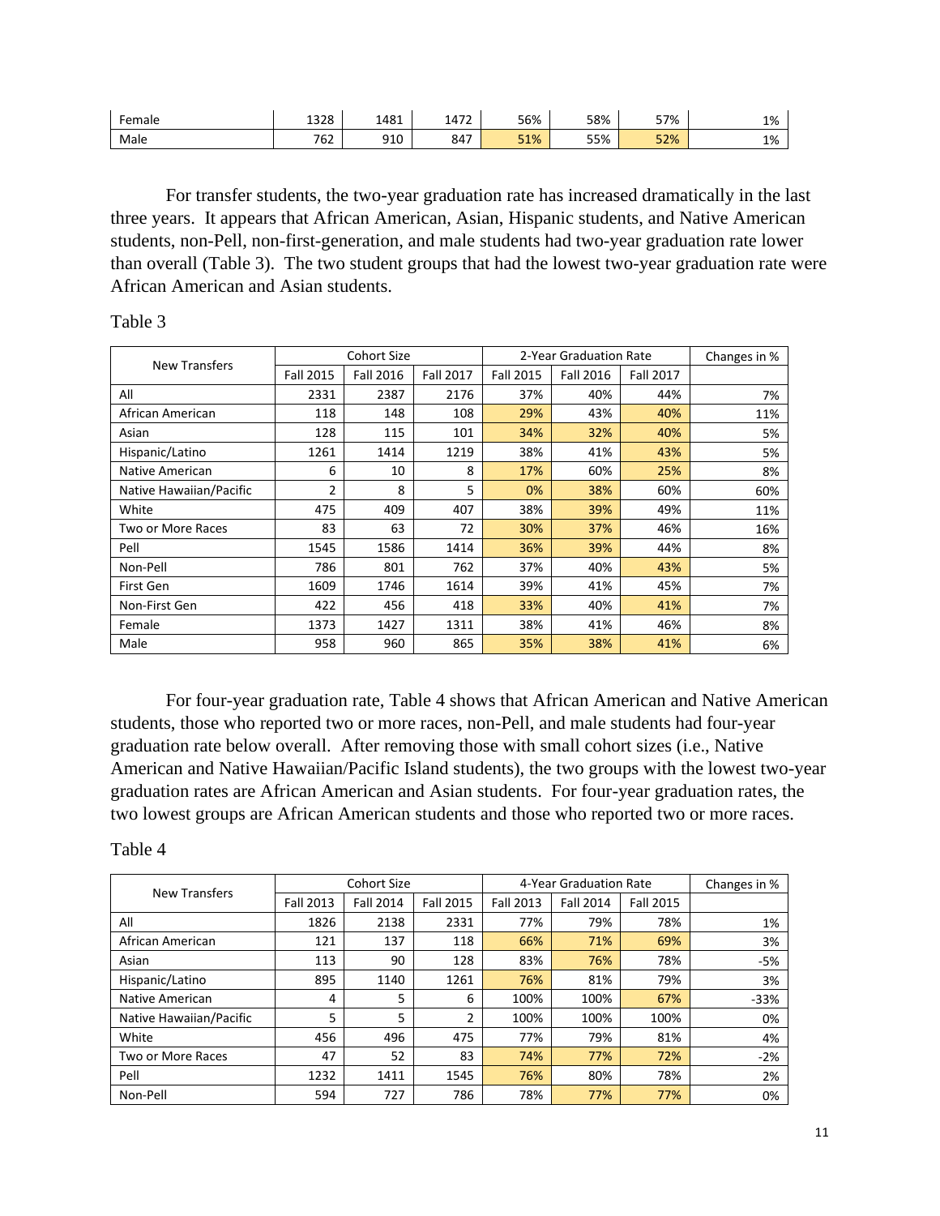| Female | 1328 | 1481 | 1472 | 56% | 58% | 57% | 1% |
|---|---|---|---|---|---|---|---|
| Male | 762 | 910 | 847 | 51% | 55% | 52% | 1% |

For transfer students, the two-year graduation rate has increased dramatically in the last three years. It appears that African American, Asian, Hispanic students, and Native American students, non-Pell, non-first-generation, and male students had two-year graduation rate lower than overall (Table 3). The two student groups that had the lowest two-year graduation rate were African American and Asian students.

Table 3

| New Transfers | Cohort Size | | | 2-Year Graduation Rate | | | Changes in % |
|---|---|---|---|---|---|---|---|
| | Fall 2015 | Fall 2016 | Fall 2017 | Fall 2015 | Fall 2016 | Fall 2017 | |
| All | 2331 | 2387 | 2176 | 37% | 40% | 44% | 7% |
| African American | 118 | 148 | 108 | 29% | 43% | 40% | 11% |
| Asian | 128 | 115 | 101 | 34% | 32% | 40% | 5% |
| Hispanic/Latino | 1261 | 1414 | 1219 | 38% | 41% | 43% | 5% |
| Native American | 6 | 10 | 8 | 17% | 60% | 25% | 8% |
| Native Hawaiian/Pacific | 2 | 8 | 5 | 0% | 38% | 60% | 60% |
| White | 475 | 409 | 407 | 38% | 39% | 49% | 11% |
| Two or More Races | 83 | 63 | 72 | 30% | 37% | 46% | 16% |
| Pell | 1545 | 1586 | 1414 | 36% | 39% | 44% | 8% |
| Non-Pell | 786 | 801 | 762 | 37% | 40% | 43% | 5% |
| First Gen | 1609 | 1746 | 1614 | 39% | 41% | 45% | 7% |
| Non-First Gen | 422 | 456 | 418 | 33% | 40% | 41% | 7% |
| Female | 1373 | 1427 | 1311 | 38% | 41% | 46% | 8% |
| Male | 958 | 960 | 865 | 35% | 38% | 41% | 6% |

For four-year graduation rate, Table 4 shows that African American and Native American students, those who reported two or more races, non-Pell, and male students had four-year graduation rate below overall. After removing those with small cohort sizes (i.e., Native American and Native Hawaiian/Pacific Island students), the two groups with the lowest two-year graduation rates are African American and Asian students. For four-year graduation rates, the two lowest groups are African American students and those who reported two or more races.

Table 4

| New Transfers | Cohort Size | | | 4-Year Graduation Rate | | | Changes in % |
|---|---|---|---|---|---|---|---|
| | Fall 2013 | Fall 2014 | Fall 2015 | Fall 2013 | Fall 2014 | Fall 2015 | |
| All | 1826 | 2138 | 2331 | 77% | 79% | 78% | 1% |
| African American | 121 | 137 | 118 | 66% | 71% | 69% | 3% |
| Asian | 113 | 90 | 128 | 83% | 76% | 78% | -5% |
| Hispanic/Latino | 895 | 1140 | 1261 | 76% | 81% | 79% | 3% |
| Native American | 4 | 5 | 6 | 100% | 100% | 67% | -33% |
| Native Hawaiian/Pacific | 5 | 5 | 2 | 100% | 100% | 100% | 0% |
| White | 456 | 496 | 475 | 77% | 79% | 81% | 4% |
| Two or More Races | 47 | 52 | 83 | 74% | 77% | 72% | -2% |
| Pell | 1232 | 1411 | 1545 | 76% | 80% | 78% | 2% |
| Non-Pell | 594 | 727 | 786 | 78% | 77% | 77% | 0% |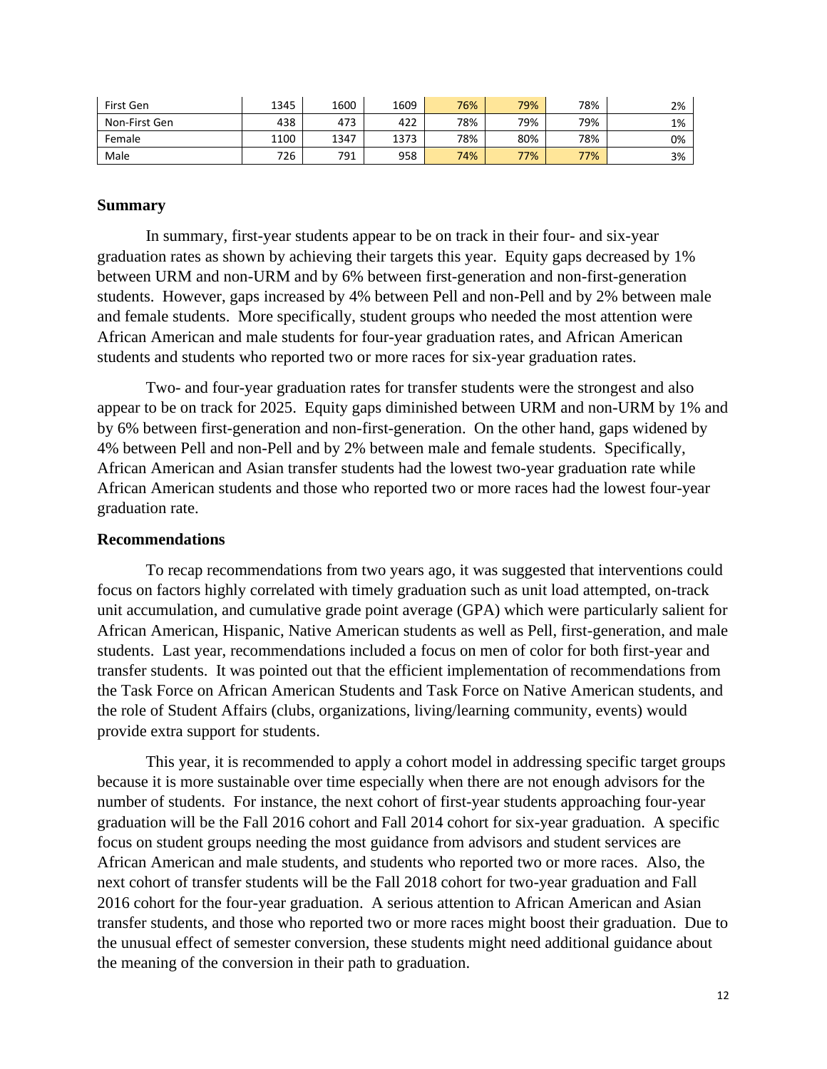| | | | | | | | |
|---|---|---|---|---|---|---|---|
| First Gen | 1345 | 1600 | 1609 | 76% | 79% | 78% | 2% |
| Non-First Gen | 438 | 473 | 422 | 78% | 79% | 79% | 1% |
| Female | 1100 | 1347 | 1373 | 78% | 80% | 78% | 0% |
| Male | 726 | 791 | 958 | 74% | 77% | 77% | 3% |

## Summary

In summary, first-year students appear to be on track in their four- and six-year graduation rates as shown by achieving their targets this year. Equity gaps decreased by 1% between URM and non-URM and by 6% between first-generation and non-first-generation students. However, gaps increased by 4% between Pell and non-Pell and by 2% between male and female students. More specifically, student groups who needed the most attention were African American and male students for four-year graduation rates, and African American students and students who reported two or more races for six-year graduation rates.

Two- and four-year graduation rates for transfer students were the strongest and also appear to be on track for 2025. Equity gaps diminished between URM and non-URM by 1% and by 6% between first-generation and non-first-generation. On the other hand, gaps widened by 4% between Pell and non-Pell and by 2% between male and female students. Specifically, African American and Asian transfer students had the lowest two-year graduation rate while African American students and those who reported two or more races had the lowest four-year graduation rate.

## Recommendations

To recap recommendations from two years ago, it was suggested that interventions could focus on factors highly correlated with timely graduation such as unit load attempted, on-track unit accumulation, and cumulative grade point average (GPA) which were particularly salient for African American, Hispanic, Native American students as well as Pell, first-generation, and male students. Last year, recommendations included a focus on men of color for both first-year and transfer students. It was pointed out that the efficient implementation of recommendations from the Task Force on African American Students and Task Force on Native American students, and the role of Student Affairs (clubs, organizations, living/learning community, events) would provide extra support for students.

This year, it is recommended to apply a cohort model in addressing specific target groups because it is more sustainable over time especially when there are not enough advisors for the number of students. For instance, the next cohort of first-year students approaching four-year graduation will be the Fall 2016 cohort and Fall 2014 cohort for six-year graduation. A specific focus on student groups needing the most guidance from advisors and student services are African American and male students, and students who reported two or more races. Also, the next cohort of transfer students will be the Fall 2018 cohort for two-year graduation and Fall 2016 cohort for the four-year graduation. A serious attention to African American and Asian transfer students, and those who reported two or more races might boost their graduation. Due to the unusual effect of semester conversion, these students might need additional guidance about the meaning of the conversion in their path to graduation.